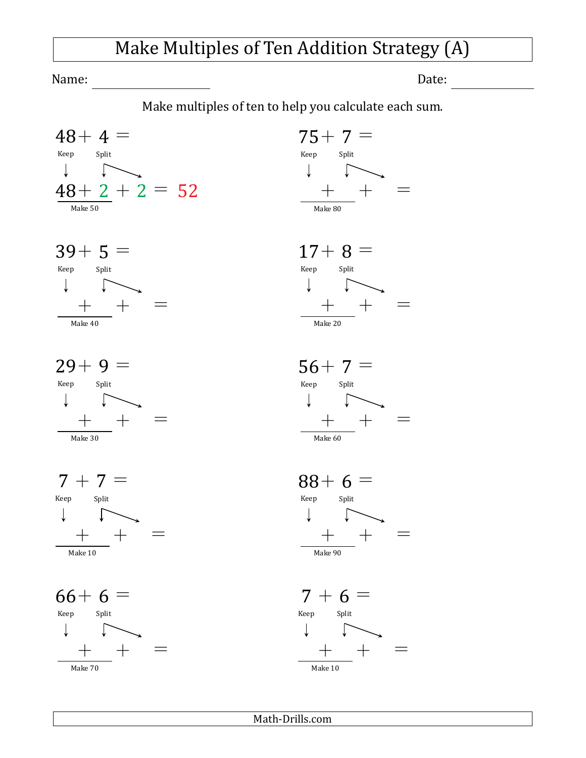# Make Multiples of Ten Addition Strategy (A)

Name: ____________________ Date: ____________

Make multiples of ten to help you calculate each sum.

$48 + 4 =$

Keep Split

$48 + 2 + 2 = 52$

Make 50

$75 + 7 =$

Keep Split

$\quad + \quad + \quad =$

Make 80

$39 + 5 =$

Keep Split

$\quad + \quad + \quad =$

Make 40

$17 + 8 =$

Keep Split

$\quad + \quad + \quad =$

Make 20

$29 + 9 =$

Keep Split

$\quad + \quad + \quad =$

Make 30

$56 + 7 =$

Keep Split

$\quad + \quad + \quad =$

Make 60

$7 + 7 =$

Keep Split

$\quad + \quad + \quad =$

Make 10

$88 + 6 =$

Keep Split

$\quad + \quad + \quad =$

Make 90

$66 + 6 =$

Keep Split

$\quad + \quad + \quad =$

Make 70

$7 + 6 =$

Keep Split

$\quad + \quad + \quad =$

Make 10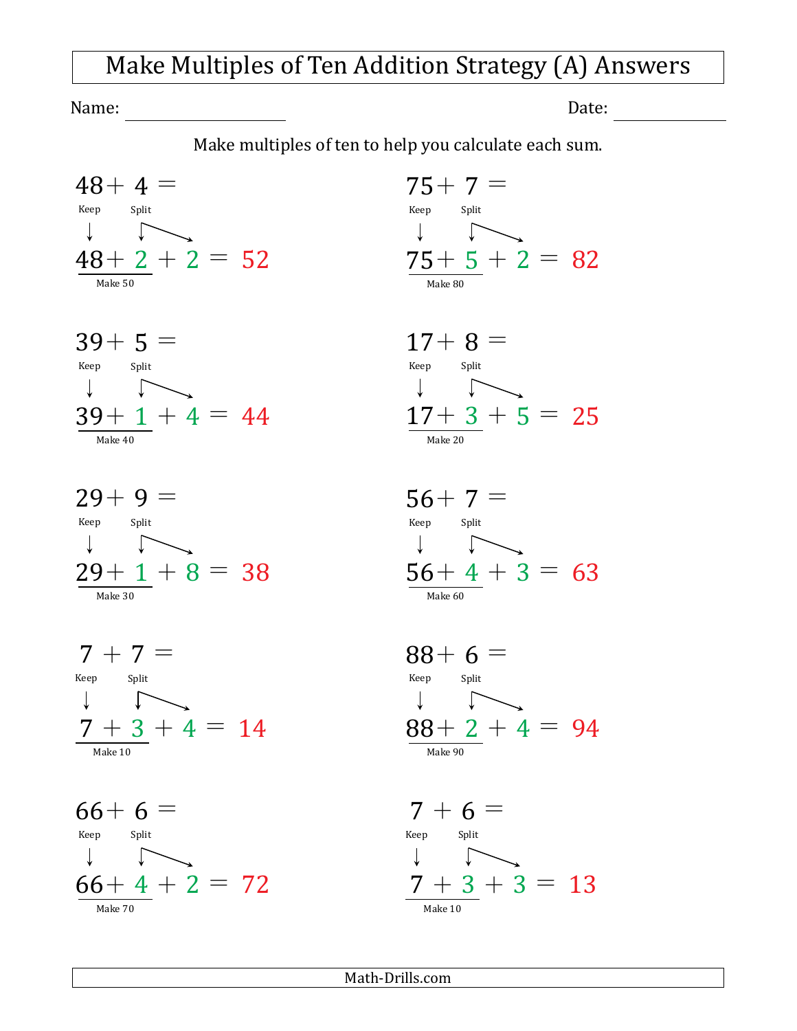# Make Multiples of Ten Addition Strategy (A) Answers

Name: ____________________ Date: ____________

Make multiples of ten to help you calculate each sum.

$48 + 4 =$

Keep Split

$48 + 2 + 2 = 52$

Make 50

$75 + 7 =$

Keep Split

$75 + 5 + 2 = 82$

Make 80

$39 + 5 =$

Keep Split

$39 + 1 + 4 = 44$

Make 40

$17 + 8 =$

Keep Split

$17 + 3 + 5 = 25$

Make 20

$29 + 9 =$

Keep Split

$29 + 1 + 8 = 38$

Make 30

$56 + 7 =$

Keep Split

$56 + 4 + 3 = 63$

Make 60

$7 + 7 =$

Keep Split

$7 + 3 + 4 = 14$

Make 10

$88 + 6 =$

Keep Split

$88 + 2 + 4 = 94$

Make 90

$66 + 6 =$

Keep Split

$66 + 4 + 2 = 72$

Make 70

$7 + 6 =$

Keep Split

$7 + 3 + 3 = 13$

Make 10

Math-Drills.com